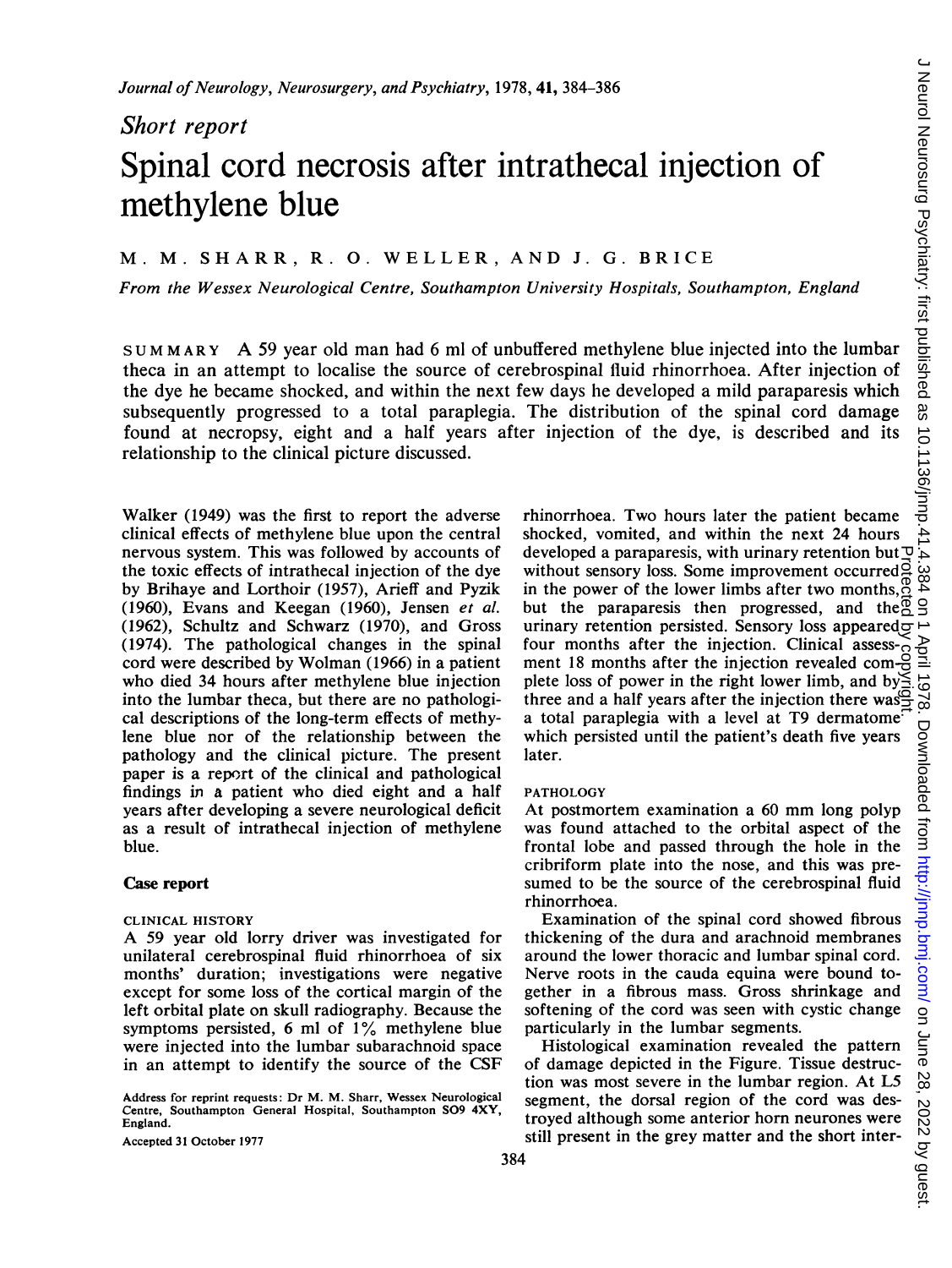*Short report*

# Spinal cord necrosis after intrathecal injection of methylene blue

M. M. SHARR, R. O. WELLER, AND J. G. BRICE

*From the Wessex Neurological Centre, Southampton University Hospitals, Southampton, England*

SUMMARY A 59 year old man had 6 ml of unbuffered methylene blue injected into the lumbar theca in an attempt to localise the source of cerebrospinal fluid rhinorrhoea. After injection of the dye he became shocked, and within the next few days he developed a mild paraparesis which subsequently progressed to a total paraplegia. The distribution of the spinal cord damage found at necropsy, eight and a half years after injection of the dye, is described and its relationship to the clinical picture discussed.

Walker (1949) was the first to report the adverse clinical effects of methylene blue upon the central nervous system. This was followed by accounts of the toxic effects of intrathecal injection of the dye by Brihaye and Lorthoir (1957), Arieff and Pyzik (1960), Evans and Keegan (1960), Jensen *et al.* (1962), Schultz and Schwarz (1970), and Gross (1974). The pathological changes in the spinal cord were described by Wolman (1966) in a patient who died 34 hours after methylene blue injection into the lumbar theca, but there are no pathological descriptions of the long-term effects of methylene blue nor of the relationship between the pathology and the clinical picture. The present paper is a report of the clinical and pathological findings in a patient who died eight and a half years after developing a severe neurological deficit as a result of intrathecal injection of methylene blue.

## Case report

### CLINICAL HISTORY

A 59 year old lorry driver was investigated for unilateral cerebrospinal fluid rhinorrhoea of six months' duration; investigations were negative except for some loss of the cortical margin of the left orbital plate on skull radiography. Because the symptoms persisted, 6 ml of 1% methylene blue were injected into the lumbar subarachnoid space in an attempt to identify the source of the CSF rhinorrhoea. Two hours later the patient became shocked, vomited, and within the next 24 hours developed a paraparesis, with urinary retention but without sensory loss. Some improvement occurred in the power of the lower limbs after two months, but the paraparesis then progressed, and the urinary retention persisted. Sensory loss appeared four months after the injection. Clinical assessment 18 months after the injection revealed complete loss of power in the right lower limb, and by three and a half years after the injection there was a total paraplegia with a level at T9 dermatome which persisted until the patient's death five years later.

### PATHOLOGY

At postmortem examination a 60 mm long polyp was found attached to the orbital aspect of the frontal lobe and passed through the hole in the cribriform plate into the nose, and this was presumed to be the source of the cerebrospinal fluid rhinorrhoea.

Examination of the spinal cord showed fibrous thickening of the dura and arachnoid membranes around the lower thoracic and lumbar spinal cord. Nerve roots in the cauda equina were bound together in a fibrous mass. Gross shrinkage and softening of the cord was seen with cystic change particularly in the lumbar segments.

Histological examination revealed the pattern of damage depicted in the Figure. Tissue destruction was most severe in the lumbar region. At L5 segment, the dorsal region of the cord was destroyed although some anterior horn neurones were still present in the grey matter and the short inter-

Address for reprint requests: Dr M. M. Sharr, Wessex Neurological Centre, Southampton General Hospital, Southampton SO9 4XY, England.

Accepted 31 October 1977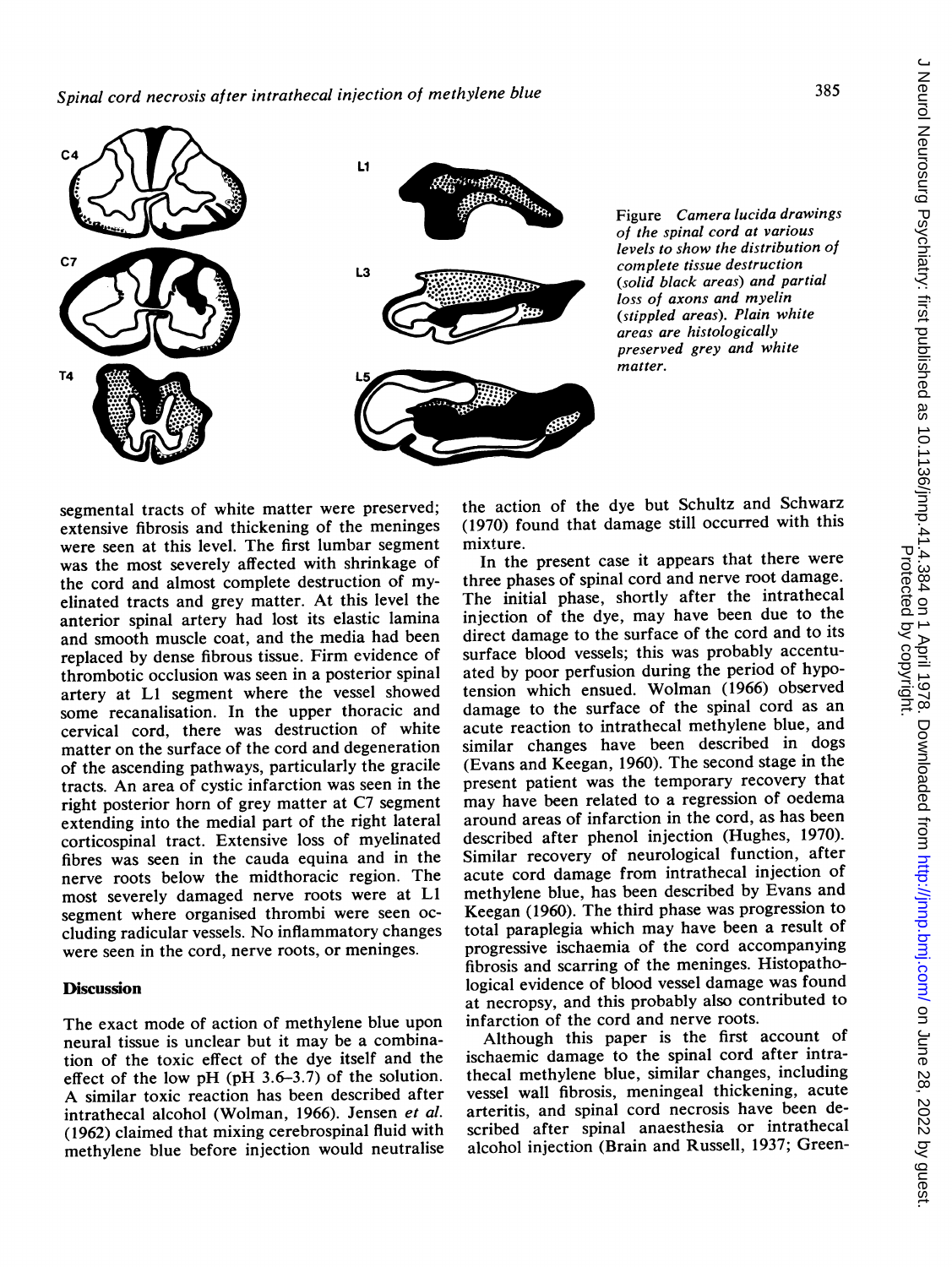Figure *Camera lucida drawings of the spinal cord at various levels to show the distribution of complete tissue destruction (solid black areas) and partial loss of axons and myelin (stippled areas). Plain white areas are histologically preserved grey and white matter.*

segmental tracts of white matter were preserved; extensive fibrosis and thickening of the meninges were seen at this level. The first lumbar segment was the most severely affected with shrinkage of the cord and almost complete destruction of myelinated tracts and grey matter. At this level the anterior spinal artery had lost its elastic lamina and smooth muscle coat, and the media had been replaced by dense fibrous tissue. Firm evidence of thrombotic occlusion was seen in a posterior spinal artery at L1 segment where the vessel showed some recanalisation. In the upper thoracic and cervical cord, there was destruction of white matter on the surface of the cord and degeneration of the ascending pathways, particularly the gracile tracts. An area of cystic infarction was seen in the right posterior horn of grey matter at C7 segment extending into the medial part of the right lateral corticospinal tract. Extensive loss of myelinated fibres was seen in the cauda equina and in the nerve roots below the midthoracic region. The most severely damaged nerve roots were at L1 segment where organised thrombi were seen occluding radicular vessels. No inflammatory changes were seen in the cord, nerve roots, or meninges.

## Discussion

The exact mode of action of methylene blue upon neural tissue is unclear but it may be a combination of the toxic effect of the dye itself and the effect of the low pH (pH 3.6–3.7) of the solution. A similar toxic reaction has been described after intrathecal alcohol (Wolman, 1966). Jensen *et al.* (1962) claimed that mixing cerebrospinal fluid with methylene blue before injection would neutralise the action of the dye but Schultz and Schwarz (1970) found that damage still occurred with this mixture.

In the present case it appears that there were three phases of spinal cord and nerve root damage. The initial phase, shortly after the intrathecal injection of the dye, may have been due to the direct damage to the surface of the cord and to its surface blood vessels; this was probably accentuated by poor perfusion during the period of hypotension which ensued. Wolman (1966) observed damage to the surface of the spinal cord as an acute reaction to intrathecal methylene blue, and similar changes have been described in dogs (Evans and Keegan, 1960). The second stage in the present patient was the temporary recovery that may have been related to a regression of oedema around areas of infarction in the cord, as has been described after phenol injection (Hughes, 1970). Similar recovery of neurological function, after acute cord damage from intrathecal injection of methylene blue, has been described by Evans and Keegan (1960). The third phase was progression to total paraplegia which may have been a result of progressive ischaemia of the cord accompanying fibrosis and scarring of the meninges. Histopathological evidence of blood vessel damage was found at necropsy, and this probably also contributed to infarction of the cord and nerve roots.

Although this paper is the first account of ischaemic damage to the spinal cord after intrathecal methylene blue, similar changes, including vessel wall fibrosis, meningeal thickening, acute arteritis, and spinal cord necrosis have been described after spinal anaesthesia or intrathecal alcohol injection (Brain and Russell, 1937; Green-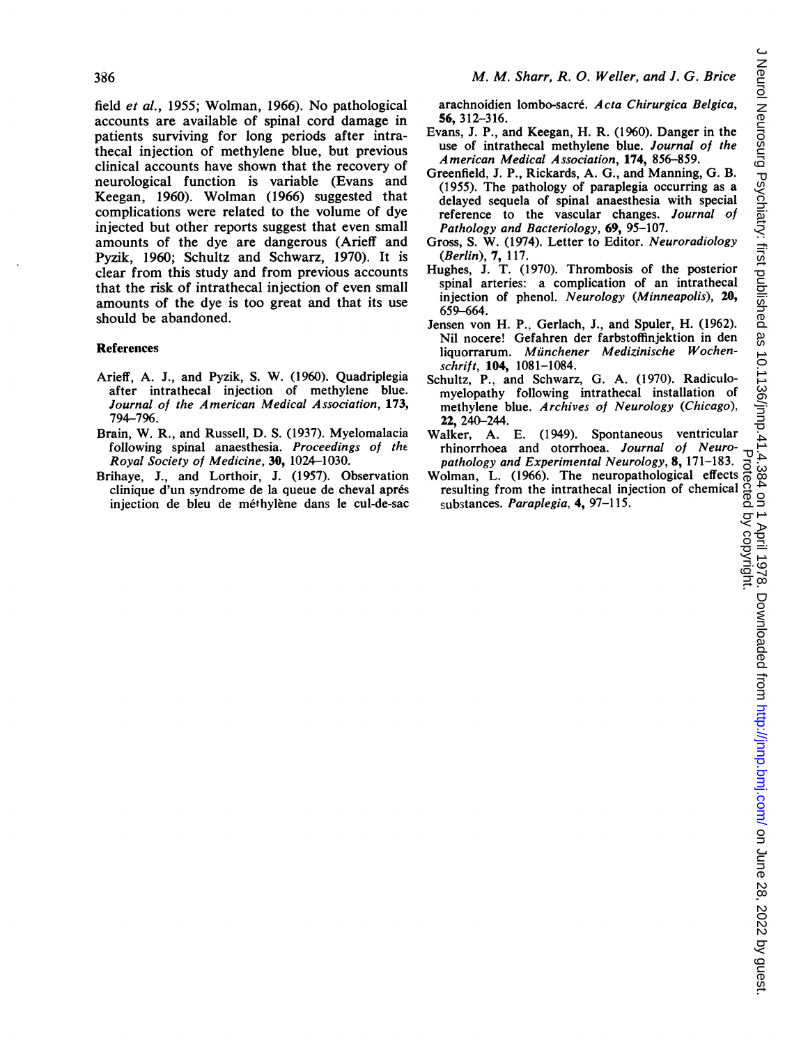field *et al.*, 1955; Wolman, 1966). No pathological accounts are available of spinal cord damage in patients surviving for long periods after intrathecal injection of methylene blue, but previous clinical accounts have shown that the recovery of neurological function is variable (Evans and Keegan, 1960). Wolman (1966) suggested that complications were related to the volume of dye injected but other reports suggest that even small amounts of the dye are dangerous (Arieff and Pyzik, 1960; Schultz and Schwarz, 1970). It is clear from this study and from previous accounts that the risk of intrathecal injection of even small amounts of the dye is too great and that its use should be abandoned.

## References

Arieff, A. J., and Pyzik, S. W. (1960). Quadriplegia after intrathecal injection of methylene blue. *Journal of the American Medical Association*, **173**, 794–796.

Brain, W. R., and Russell, D. S. (1937). Myelomalacia following spinal anaesthesia. *Proceedings of the Royal Society of Medicine*, **30**, 1024–1030.

Brihaye, J., and Lorthoir, J. (1957). Observation clinique d'un syndrome de la queue de cheval aprés injection de bleu de méthylène dans le cul-de-sac arachnoidien lombo-sacré. *Acta Chirurgica Belgica*, **56**, 312–316.

Evans, J. P., and Keegan, H. R. (1960). Danger in the use of intrathecal methylene blue. *Journal of the American Medical Association*, **174**, 856–859.

Greenfield, J. P., Rickards, A. G., and Manning, G. B. (1955). The pathology of paraplegia occurring as a delayed sequela of spinal anaesthesia with special reference to the vascular changes. *Journal of Pathology and Bacteriology*, **69**, 95–107.

Gross, S. W. (1974). Letter to Editor. *Neuroradiology (Berlin)*, **7**, 117.

Hughes, J. T. (1970). Thrombosis of the posterior spinal arteries: a complication of an intrathecal injection of phenol. *Neurology (Minneapolis)*, **20**, 659–664.

Jensen von H. P., Gerlach, J., and Spuler, H. (1962). Nil nocere! Gefahren der farbstoffinjektion in den liquorrarum. *Münchener Medizinische Wochenschrift*, **104**, 1081–1084.

Schultz, P., and Schwarz, G. A. (1970). Radiculomyelopathy following intrathecal installation of methylene blue. *Archives of Neurology (Chicago)*, **22**, 240–244.

Walker, A. E. (1949). Spontaneous ventricular rhinorrhoea and otorrhoea. *Journal of Neuropathology and Experimental Neurology*, **8**, 171–183.

Wolman, L. (1966). The neuropathological effects resulting from the intrathecal injection of chemical substances. *Paraplegia*, **4**, 97–115.